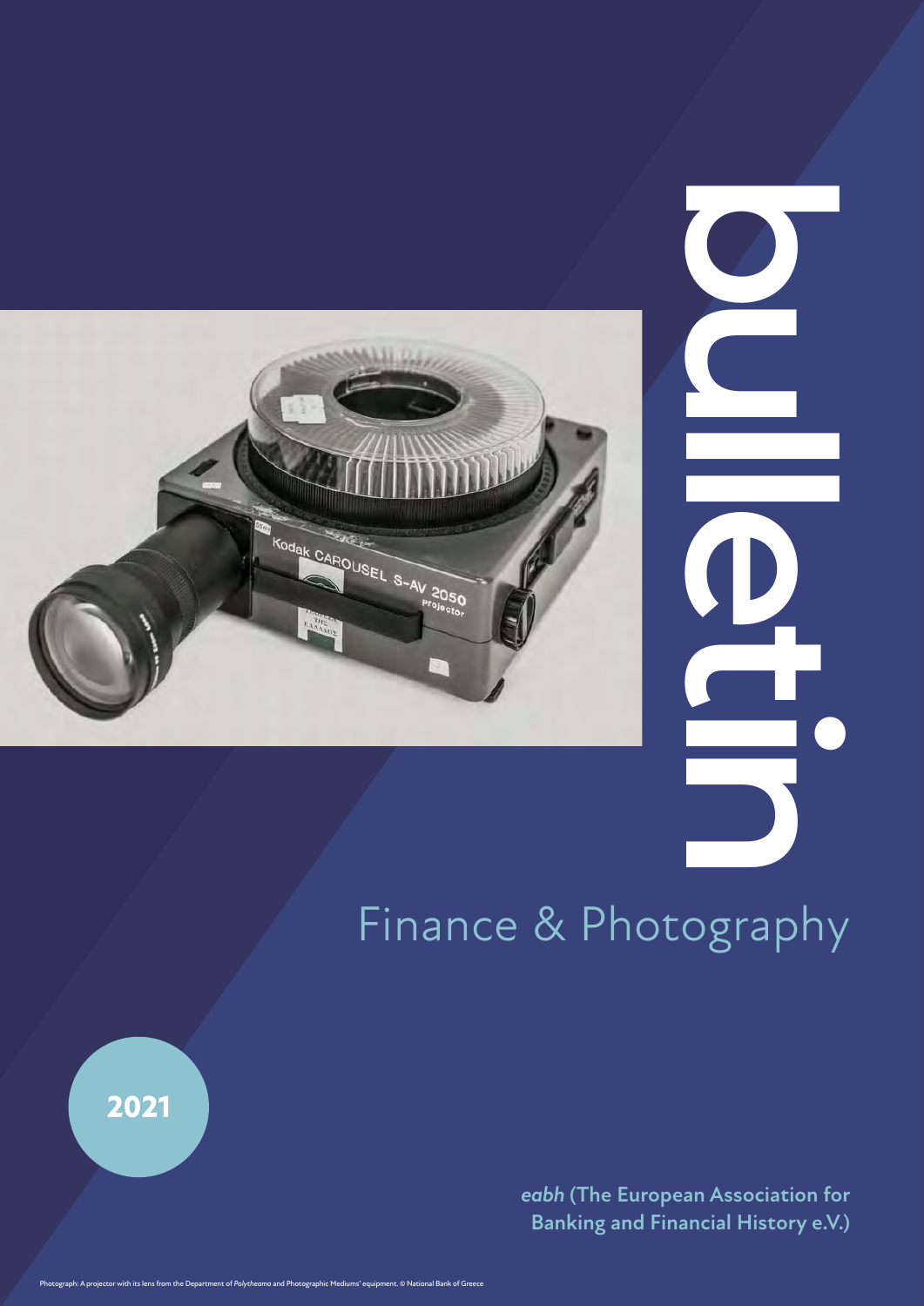# bulletin

## Finance & Photography

**2021**

***eabh*** **(The European Association for Banking and Financial History e.V.)**

Photograph: A projector with its lens from the Department of *Polytheama* and Photographic Mediums' equipment. © National Bank of Greece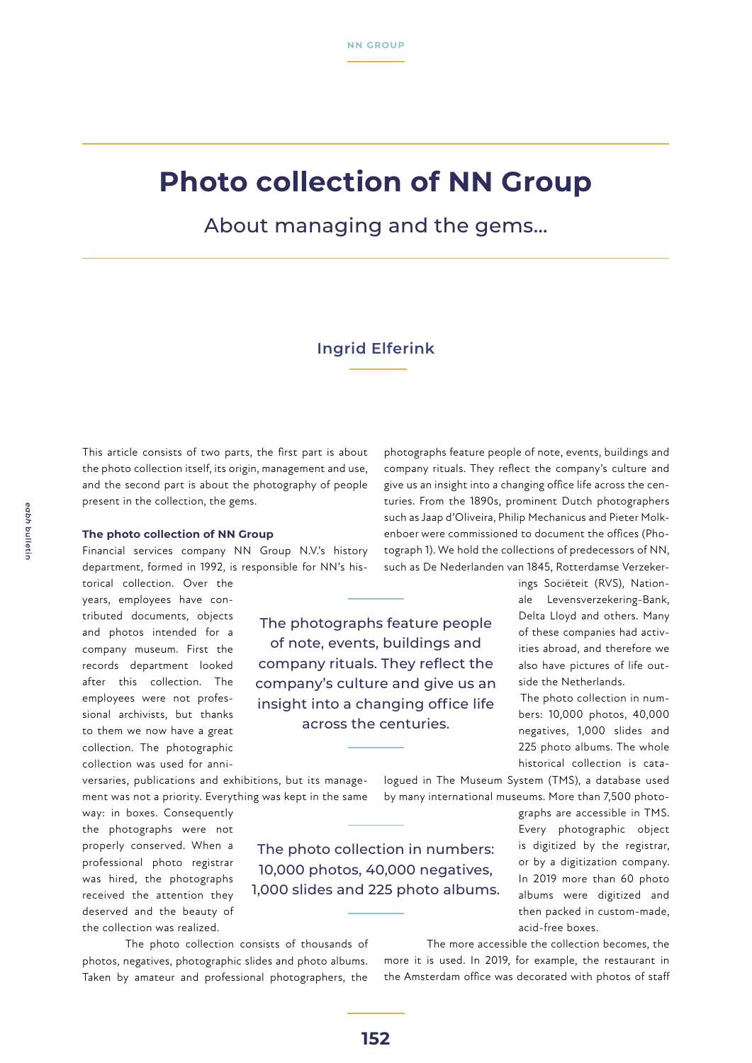# Photo collection of NN Group

## About managing and the gems...

**Ingrid Elferink**

This article consists of two parts, the first part is about the photo collection itself, its origin, management and use, and the second part is about the photography of people present in the collection, the gems.

### The photo collection of NN Group

Financial services company NN Group N.V.'s history department, formed in 1992, is responsible for NN's historical collection. Over the years, employees have contributed documents, objects and photos intended for a company museum. First the records department looked after this collection. The employees were not professional archivists, but thanks to them we now have a great collection. The photographic collection was used for anniversaries, publications and exhibitions, but its management was not a priority. Everything was kept in the same way: in boxes. Consequently the photographs were not properly conserved. When a professional photo registrar was hired, the photographs received the attention they deserved and the beauty of the collection was realized.

The photo collection consists of thousands of photos, negatives, photographic slides and photo albums. Taken by amateur and professional photographers, the photographs feature people of note, events, buildings and company rituals. They reflect the company's culture and give us an insight into a changing office life across the centuries. From the 1890s, prominent Dutch photographers such as Jaap d'Oliveira, Philip Mechanicus and Pieter Molkenboer were commissioned to document the offices (Photograph 1). We hold the collections of predecessors of NN, such as De Nederlanden van 1845, Rotterdamse Verzekerings Sociëteit (RVS), Nationale Levensverzekering-Bank, Delta Lloyd and others. Many of these companies had activities abroad, and therefore we also have pictures of life outside the Netherlands.

> The photographs feature people of note, events, buildings and company rituals. They reflect the company's culture and give us an insight into a changing office life across the centuries.

The photo collection in numbers: 10,000 photos, 40,000 negatives, 1,000 slides and 225 photo albums. The whole historical collection is catalogued in The Museum System (TMS), a database used by many international museums. More than 7,500 photographs are accessible in TMS. Every photographic object is digitized by the registrar, or by a digitization company. In 2019 more than 60 photo albums were digitized and then packed in custom-made, acid-free boxes.

> The photo collection in numbers: 10,000 photos, 40,000 negatives, 1,000 slides and 225 photo albums.

The more accessible the collection becomes, the more it is used. In 2019, for example, the restaurant in the Amsterdam office was decorated with photos of staff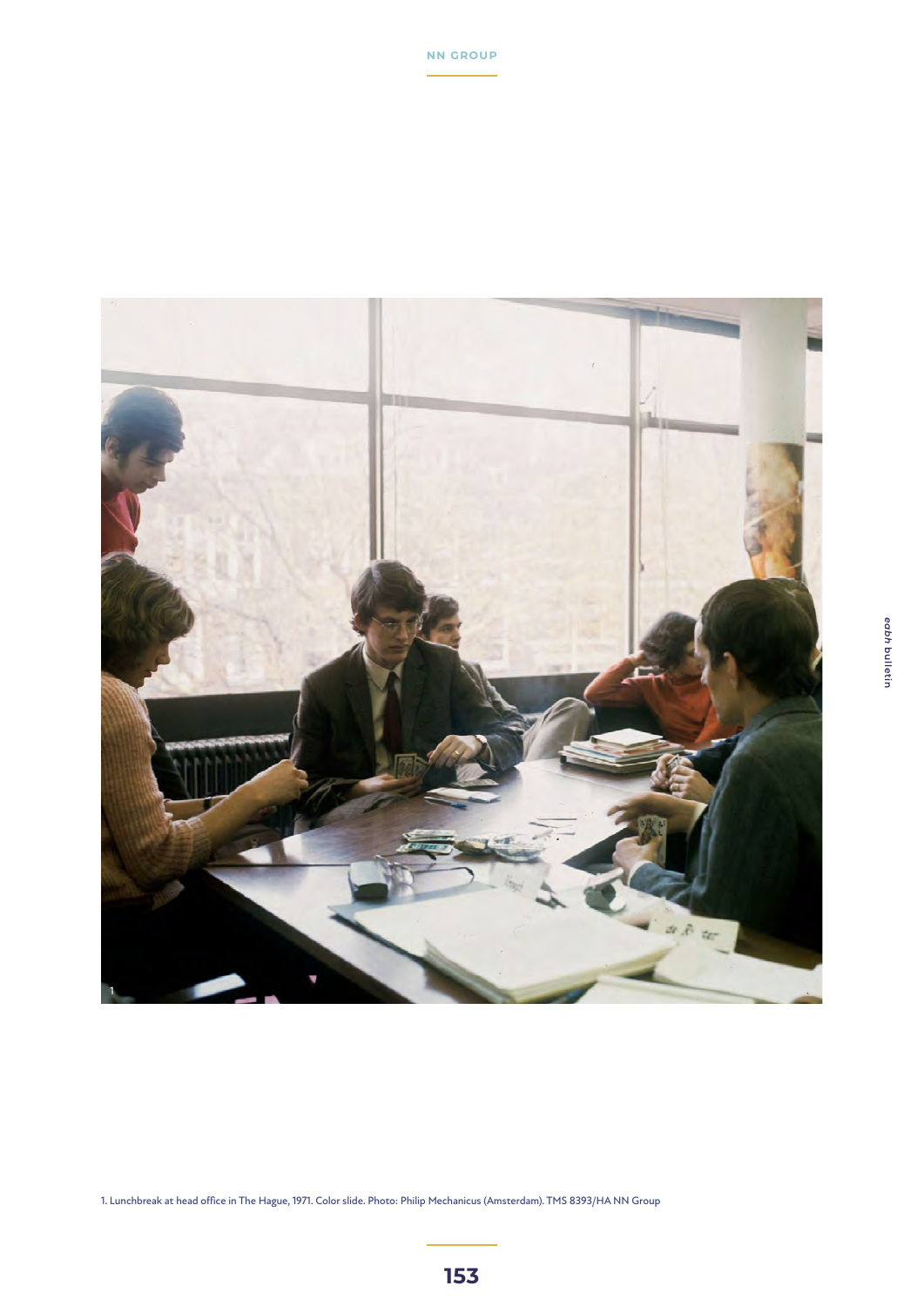1. Lunchbreak at head office in The Hague, 1971. Color slide. Photo: Philip Mechanicus (Amsterdam). TMS 8393/HA NN Group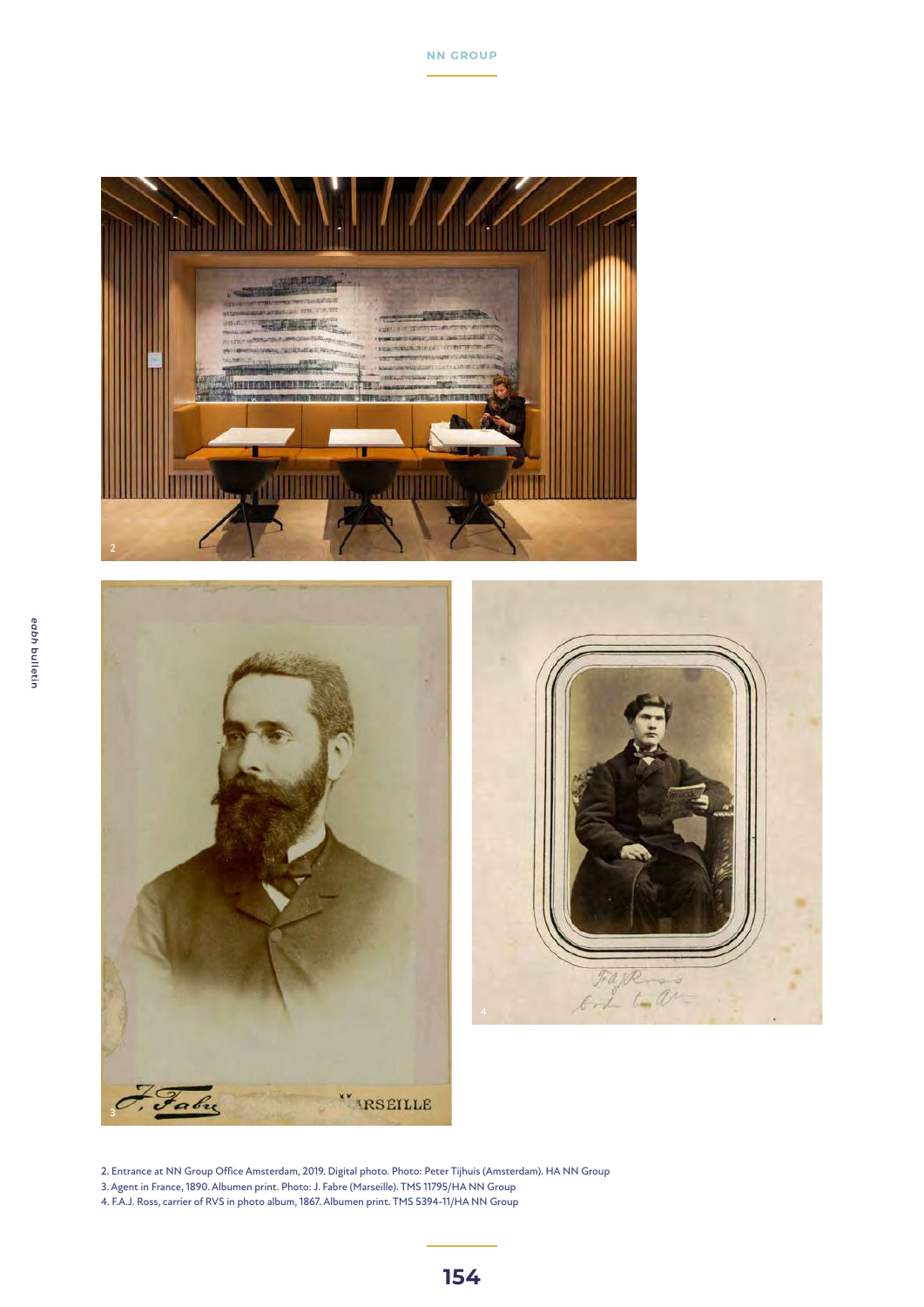2. Entrance at NN Group Office Amsterdam, 2019. Digital photo. Photo: Peter Tijhuis (Amsterdam). HA NN Group

3. Agent in France, 1890. Albumen print. Photo: J. Fabre (Marseille). TMS 11795/HA NN Group

4. F.A.J. Ross, carrier of RVS in photo album, 1867. Albumen print. TMS 5394-11/HA NN Group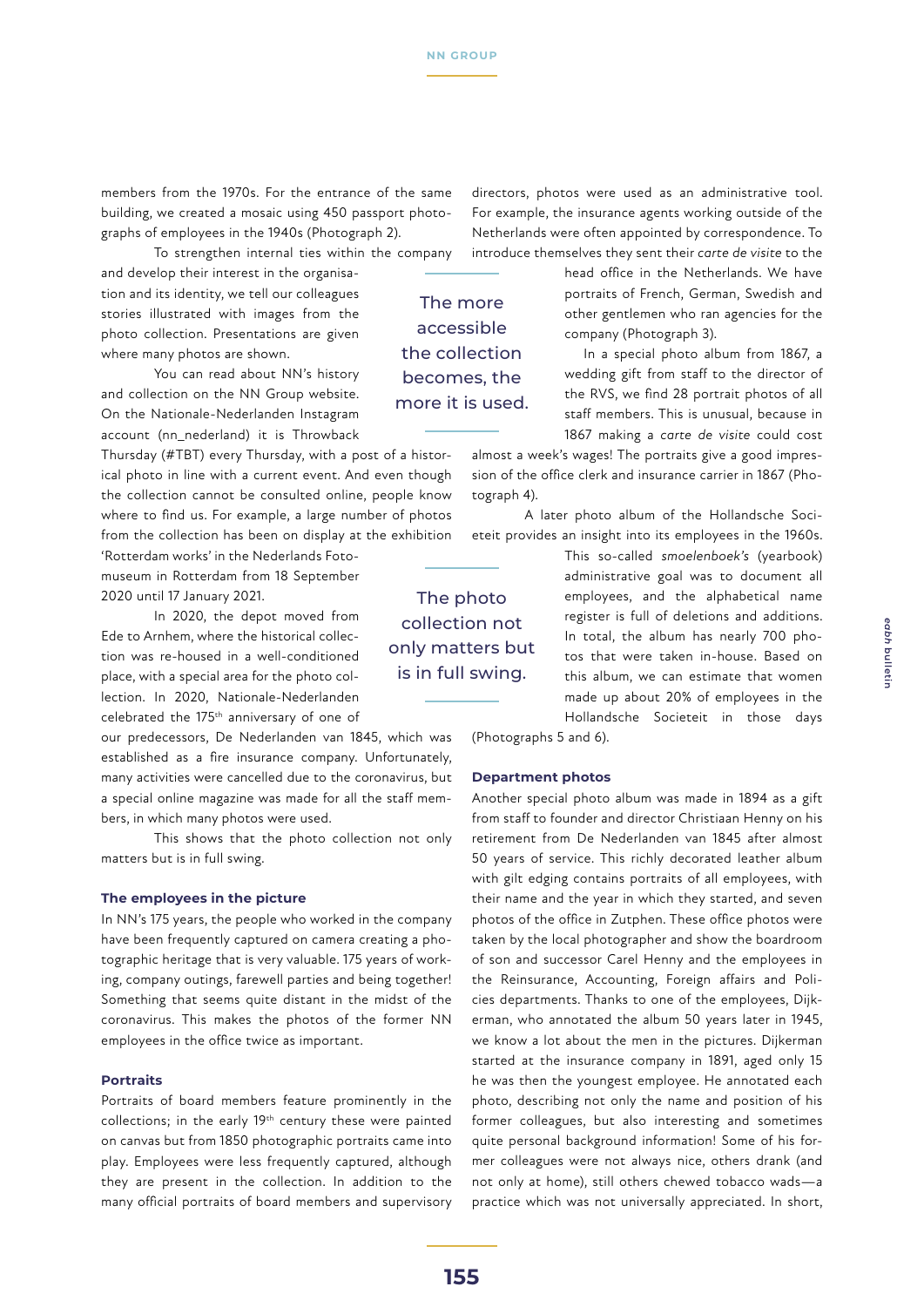members from the 1970s. For the entrance of the same building, we created a mosaic using 450 passport photographs of employees in the 1940s (Photograph 2).

To strengthen internal ties within the company and develop their interest in the organisation and its identity, we tell our colleagues stories illustrated with images from the photo collection. Presentations are given where many photos are shown.

> The more accessible the collection becomes, the more it is used.

You can read about NN's history and collection on the NN Group website. On the Nationale-Nederlanden Instagram account (nn_nederland) it is Throwback Thursday (#TBT) every Thursday, with a post of a historical photo in line with a current event. And even though the collection cannot be consulted online, people know where to find us. For example, a large number of photos from the collection has been on display at the exhibition 'Rotterdam works' in the Nederlands Fotomuseum in Rotterdam from 18 September 2020 until 17 January 2021.

In 2020, the depot moved from Ede to Arnhem, where the historical collection was re-housed in a well-conditioned place, with a special area for the photo collection. In 2020, Nationale-Nederlanden celebrated the 175th anniversary of one of our predecessors, De Nederlanden van 1845, which was established as a fire insurance company. Unfortunately, many activities were cancelled due to the coronavirus, but a special online magazine was made for all the staff members, in which many photos were used.

This shows that the photo collection not only matters but is in full swing.

> The photo collection not only matters but is in full swing.

### The employees in the picture

In NN's 175 years, the people who worked in the company have been frequently captured on camera creating a photographic heritage that is very valuable. 175 years of working, company outings, farewell parties and being together! Something that seems quite distant in the midst of the coronavirus. This makes the photos of the former NN employees in the office twice as important.

### Portraits

Portraits of board members feature prominently in the collections; in the early 19th century these were painted on canvas but from 1850 photographic portraits came into play. Employees were less frequently captured, although they are present in the collection. In addition to the many official portraits of board members and supervisory directors, photos were used as an administrative tool. For example, the insurance agents working outside of the Netherlands were often appointed by correspondence. To introduce themselves they sent their *carte de visite* to the head office in the Netherlands. We have portraits of French, German, Swedish and other gentlemen who ran agencies for the company (Photograph 3).

In a special photo album from 1867, a wedding gift from staff to the director of the RVS, we find 28 portrait photos of all staff members. This is unusual, because in 1867 making a *carte de visite* could cost almost a week's wages! The portraits give a good impression of the office clerk and insurance carrier in 1867 (Photograph 4).

A later photo album of the Hollandsche Societeit provides an insight into its employees in the 1960s. This so-called *smoelenboek's* (yearbook) administrative goal was to document all employees, and the alphabetical name register is full of deletions and additions. In total, the album has nearly 700 photos that were taken in-house. Based on this album, we can estimate that women made up about 20% of employees in the Hollandsche Societeit in those days (Photographs 5 and 6).

### Department photos

Another special photo album was made in 1894 as a gift from staff to founder and director Christiaan Henny on his retirement from De Nederlanden van 1845 after almost 50 years of service. This richly decorated leather album with gilt edging contains portraits of all employees, with their name and the year in which they started, and seven photos of the office in Zutphen. These office photos were taken by the local photographer and show the boardroom of son and successor Carel Henny and the employees in the Reinsurance, Accounting, Foreign affairs and Policies departments. Thanks to one of the employees, Dijkerman, who annotated the album 50 years later in 1945, we know a lot about the men in the pictures. Dijkerman started at the insurance company in 1891, aged only 15 he was then the youngest employee. He annotated each photo, describing not only the name and position of his former colleagues, but also interesting and sometimes quite personal background information! Some of his former colleagues were not always nice, others drank (and not only at home), still others chewed tobacco wads—a practice which was not universally appreciated. In short,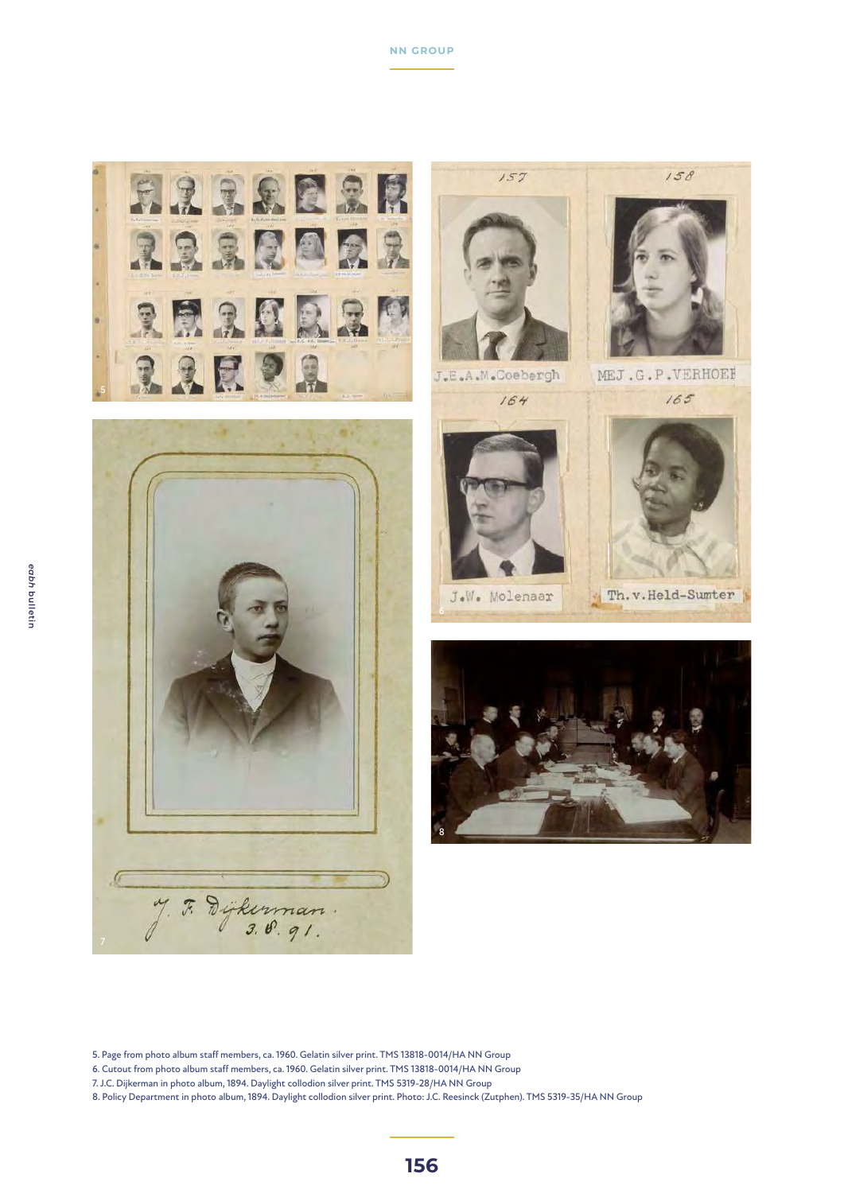5. Page from photo album staff members, ca. 1960. Gelatin silver print. TMS 13818-0014/HA NN Group
6. Cutout from photo album staff members, ca. 1960. Gelatin silver print. TMS 13818-0014/HA NN Group
7. J.C. Dijkerman in photo album, 1894. Daylight collodion silver print. TMS 5319-28/HA NN Group
8. Policy Department in photo album, 1894. Daylight collodion silver print. Photo: J.C. Reesinck (Zutphen). TMS 5319-35/HA NN Group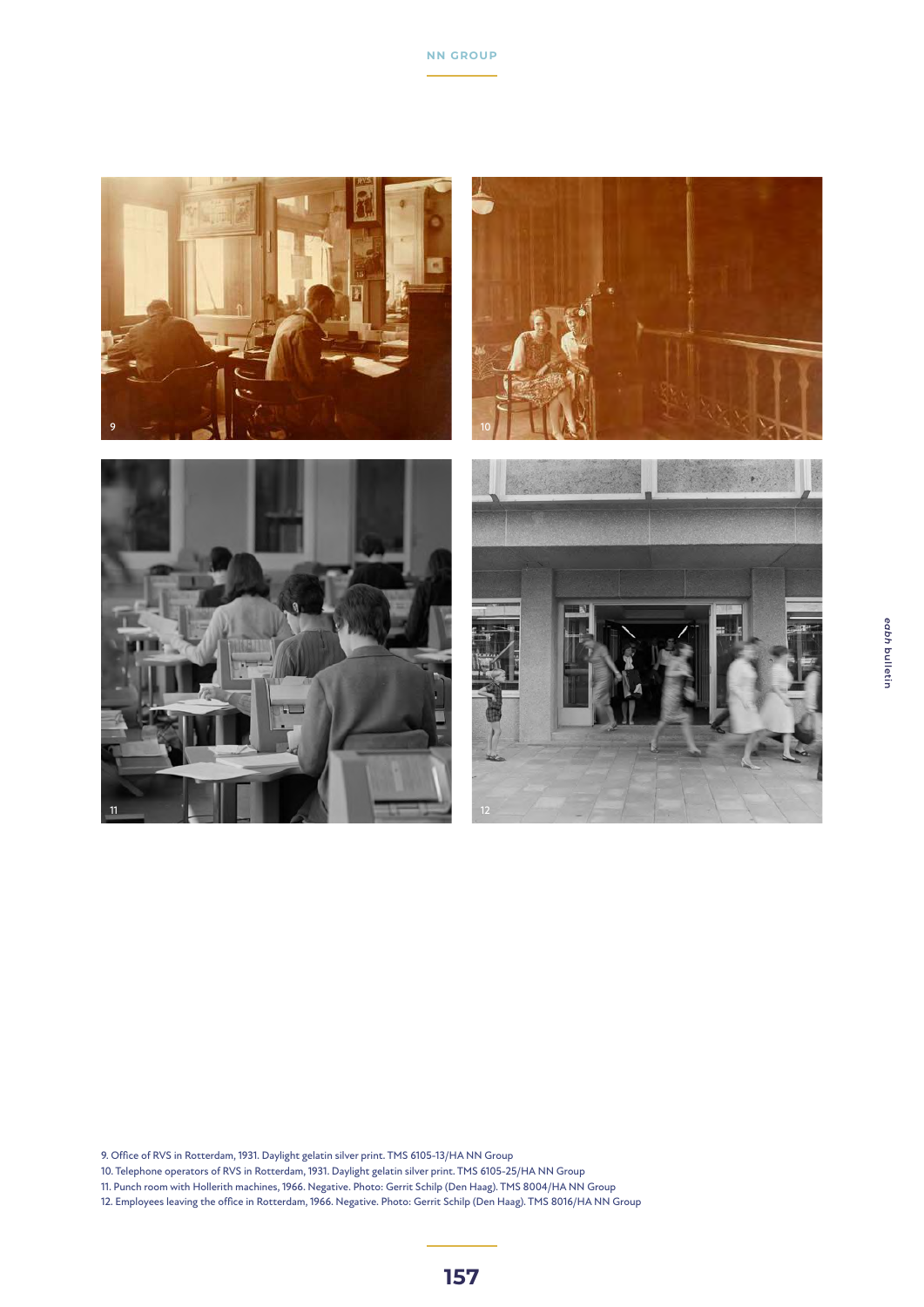9. Office of RVS in Rotterdam, 1931. Daylight gelatin silver print. TMS 6105-13/HA NN Group
10. Telephone operators of RVS in Rotterdam, 1931. Daylight gelatin silver print. TMS 6105-25/HA NN Group
11. Punch room with Hollerith machines, 1966. Negative. Photo: Gerrit Schilp (Den Haag). TMS 8004/HA NN Group
12. Employees leaving the office in Rotterdam, 1966. Negative. Photo: Gerrit Schilp (Den Haag). TMS 8016/HA NN Group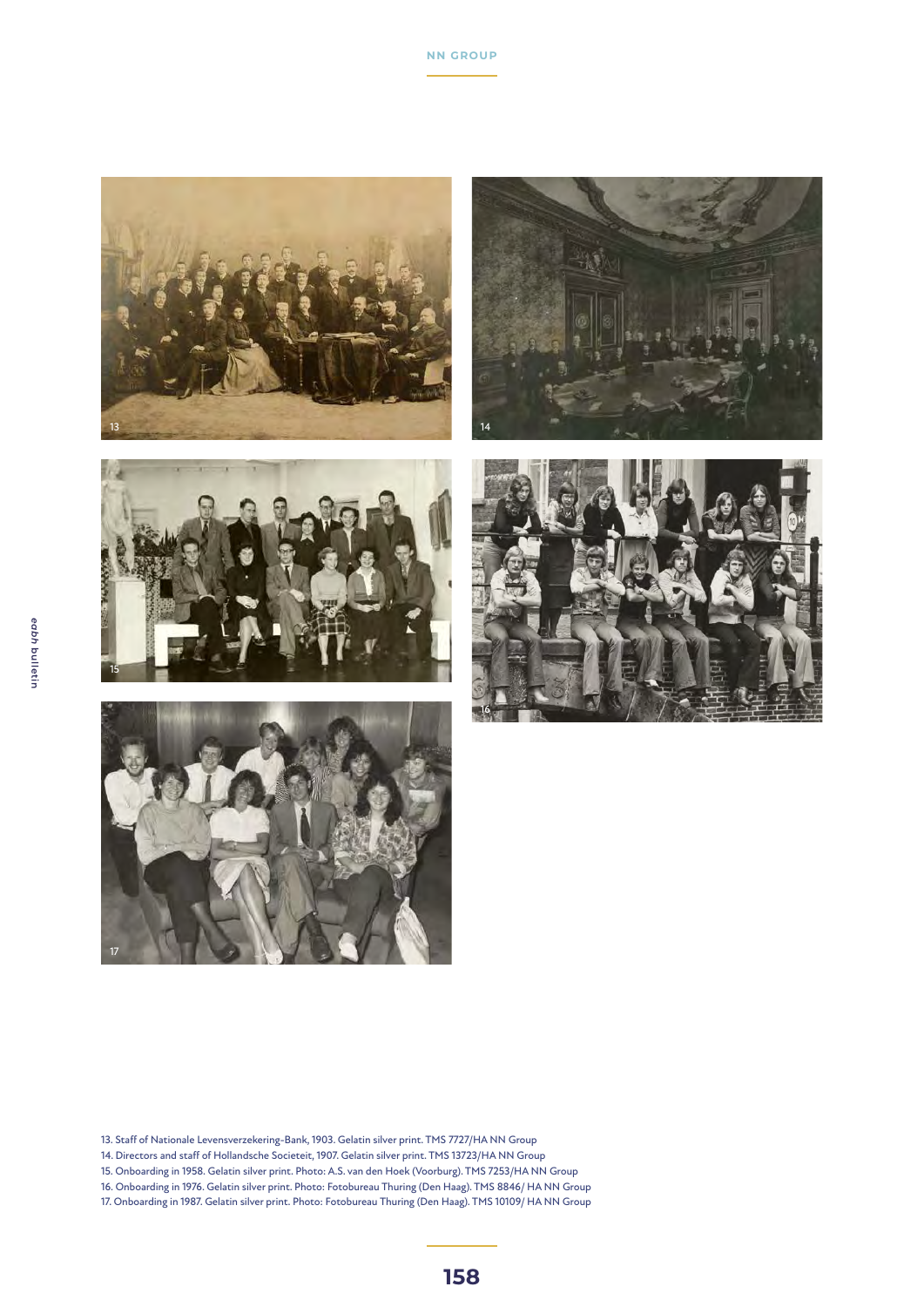13. Staff of Nationale Levensverzekering-Bank, 1903. Gelatin silver print. TMS 7727/HA NN Group
14. Directors and staff of Hollandsche Societeit, 1907. Gelatin silver print. TMS 13723/HA NN Group
15. Onboarding in 1958. Gelatin silver print. Photo: A.S. van den Hoek (Voorburg). TMS 7253/HA NN Group
16. Onboarding in 1976. Gelatin silver print. Photo: Fotobureau Thuring (Den Haag). TMS 8846/ HA NN Group
17. Onboarding in 1987. Gelatin silver print. Photo: Fotobureau Thuring (Den Haag). TMS 10109/ HA NN Group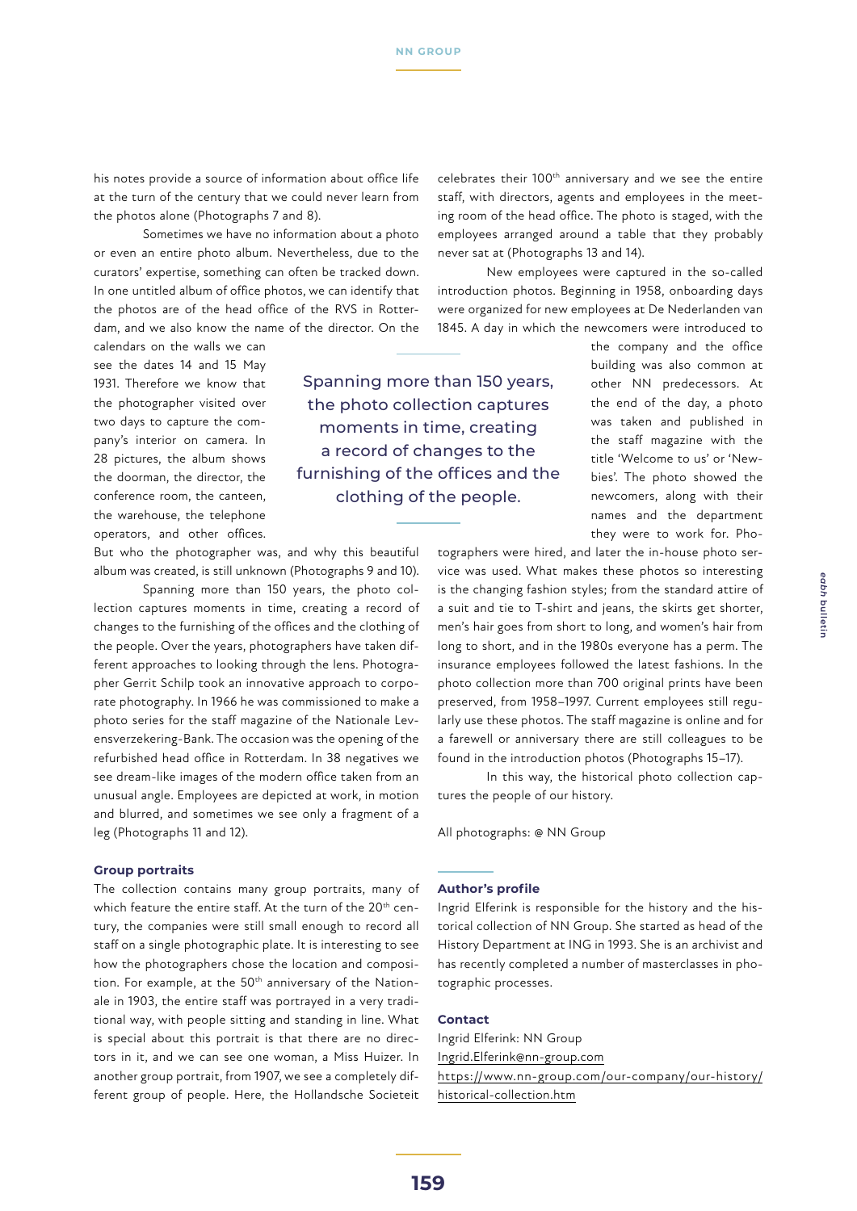his notes provide a source of information about office life at the turn of the century that we could never learn from the photos alone (Photographs 7 and 8).

Sometimes we have no information about a photo or even an entire photo album. Nevertheless, due to the curators' expertise, something can often be tracked down. In one untitled album of office photos, we can identify that the photos are of the head office of the RVS in Rotterdam, and we also know the name of the director. On the calendars on the walls we can see the dates 14 and 15 May 1931. Therefore we know that the photographer visited over two days to capture the company's interior on camera. In 28 pictures, the album shows the doorman, the director, the conference room, the canteen, the warehouse, the telephone operators, and other offices. But who the photographer was, and why this beautiful album was created, is still unknown (Photographs 9 and 10).

Spanning more than 150 years, the photo collection captures moments in time, creating a record of changes to the furnishing of the offices and the clothing of the people. Over the years, photographers have taken different approaches to looking through the lens. Photographer Gerrit Schilp took an innovative approach to corporate photography. In 1966 he was commissioned to make a photo series for the staff magazine of the Nationale Levensverzekering-Bank. The occasion was the opening of the refurbished head office in Rotterdam. In 38 negatives we see dream-like images of the modern office taken from an unusual angle. Employees are depicted at work, in motion and blurred, and sometimes we see only a fragment of a leg (Photographs 11 and 12).

> Spanning more than 150 years, the photo collection captures moments in time, creating a record of changes to the furnishing of the offices and the clothing of the people.

#### Group portraits

The collection contains many group portraits, many of which feature the entire staff. At the turn of the 20th century, the companies were still small enough to record all staff on a single photographic plate. It is interesting to see how the photographers chose the location and composition. For example, at the 50th anniversary of the Nationale in 1903, the entire staff was portrayed in a very traditional way, with people sitting and standing in line. What is special about this portrait is that there are no directors in it, and we can see one woman, a Miss Huizer. In another group portrait, from 1907, we see a completely different group of people. Here, the Hollandsche Societeit celebrates their 100th anniversary and we see the entire staff, with directors, agents and employees in the meeting room of the head office. The photo is staged, with the employees arranged around a table that they probably never sat at (Photographs 13 and 14).

New employees were captured in the so-called introduction photos. Beginning in 1958, onboarding days were organized for new employees at De Nederlanden van 1845. A day in which the newcomers were introduced to the company and the office building was also common at other NN predecessors. At the end of the day, a photo was taken and published in the staff magazine with the title 'Welcome to us' or 'Newbies'. The photo showed the newcomers, along with their names and the department they were to work for. Photographers were hired, and later the in-house photo service was used. What makes these photos so interesting is the changing fashion styles; from the standard attire of a suit and tie to T-shirt and jeans, the skirts get shorter, men's hair goes from short to long, and women's hair from long to short, and in the 1980s everyone has a perm. The insurance employees followed the latest fashions. In the photo collection more than 700 original prints have been preserved, from 1958–1997. Current employees still regularly use these photos. The staff magazine is online and for a farewell or anniversary there are still colleagues to be found in the introduction photos (Photographs 15–17).

In this way, the historical photo collection captures the people of our history.

All photographs: @ NN Group

#### Author's profile

Ingrid Elferink is responsible for the history and the historical collection of NN Group. She started as head of the History Department at ING in 1993. She is an archivist and has recently completed a number of masterclasses in photographic processes.

#### Contact

Ingrid Elferink: NN Group
Ingrid.Elferink@nn-group.com
https://www.nn-group.com/our-company/our-history/historical-collection.htm